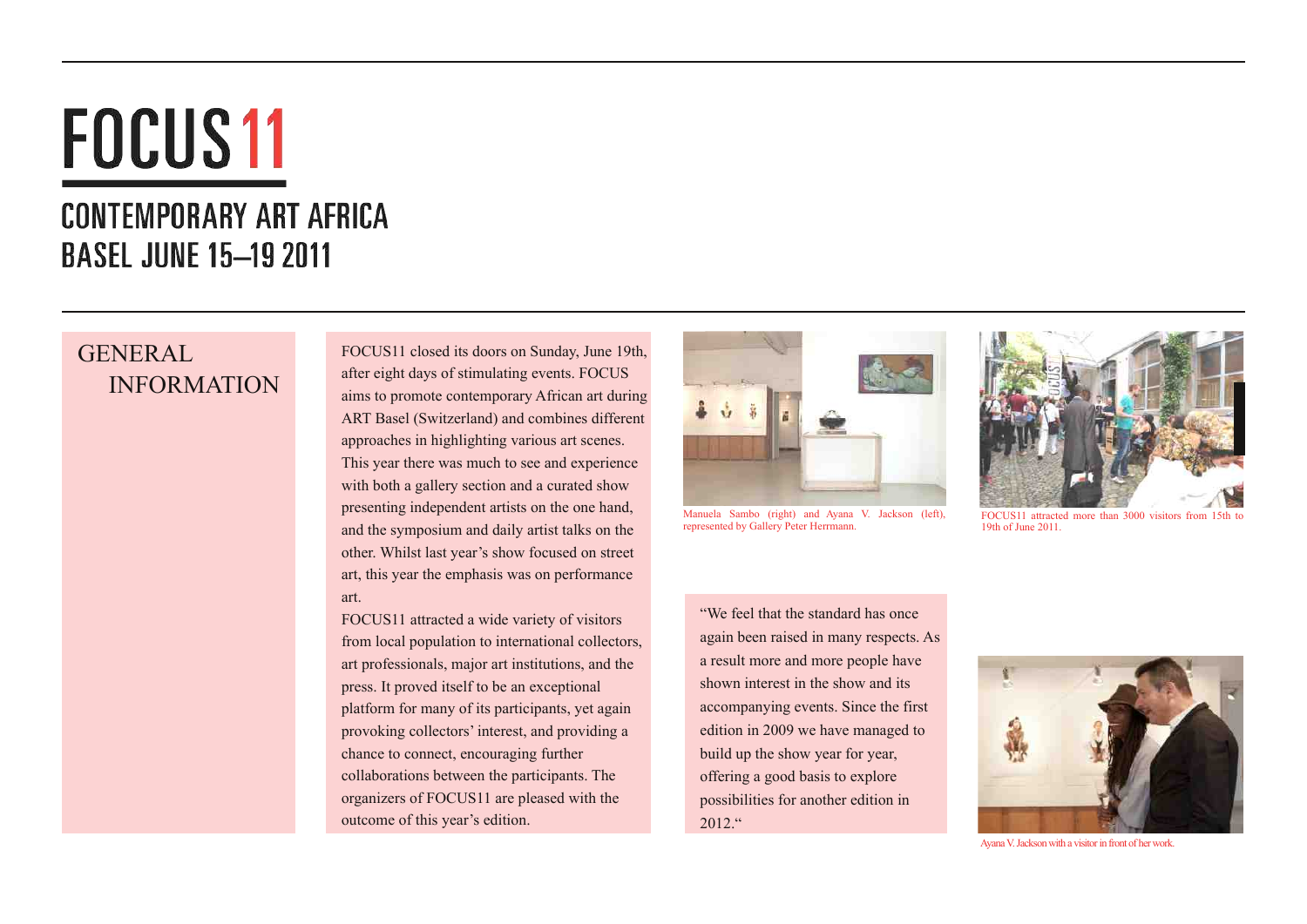# FOCUS11

## CONTEMPORARY ART AFRICA
## BASEL JUNE 15–19 2011

## GENERAL INFORMATION

FOCUS11 closed its doors on Sunday, June 19th, after eight days of stimulating events. FOCUS aims to promote contemporary African art during ART Basel (Switzerland) and combines different approaches in highlighting various art scenes. This year there was much to see and experience with both a gallery section and a curated show presenting independent artists on the one hand, and the symposium and daily artist talks on the other. Whilst last year's show focused on street art, this year the emphasis was on performance art.

FOCUS11 attracted a wide variety of visitors from local population to international collectors, art professionals, major art institutions, and the press. It proved itself to be an exceptional platform for many of its participants, yet again provoking collectors' interest, and providing a chance to connect, encouraging further collaborations between the participants. The organizers of FOCUS11 are pleased with the outcome of this year's edition.

Manuela Sambo (right) and Ayana V. Jackson (left), represented by Gallery Peter Herrmann.

FOCUS11 attracted more than 3000 visitors from 15th to 19th of June 2011.

"We feel that the standard has once again been raised in many respects. As a result more and more people have shown interest in the show and its accompanying events. Since the first edition in 2009 we have managed to build up the show year for year, offering a good basis to explore possibilities for another edition in 2012."

Ayana V. Jackson with a visitor in front of her work.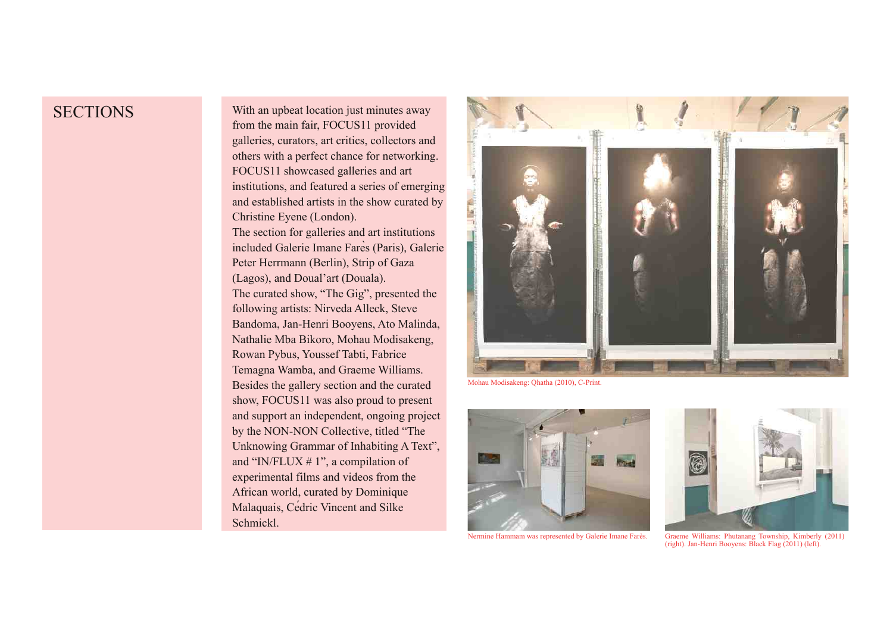# SECTIONS

With an upbeat location just minutes away from the main fair, FOCUS11 provided galleries, curators, art critics, collectors and others with a perfect chance for networking. FOCUS11 showcased galleries and art institutions, and featured a series of emerging and established artists in the show curated by Christine Eyene (London).

The section for galleries and art institutions included Galerie Imane Farès (Paris), Galerie Peter Herrmann (Berlin), Strip of Gaza (Lagos), and Doual'art (Douala).

The curated show, "The Gig", presented the following artists: Nirveda Alleck, Steve Bandoma, Jan-Henri Booyens, Ato Malinda, Nathalie Mba Bikoro, Mohau Modisakeng, Rowan Pybus, Youssef Tabti, Fabrice Temagna Wamba, and Graeme Williams.

Besides the gallery section and the curated show, FOCUS11 was also proud to present and support an independent, ongoing project by the NON-NON Collective, titled "The Unknowing Grammar of Inhabiting A Text", and "IN/FLUX # 1", a compilation of experimental films and videos from the African world, curated by Dominique Malaquais, Cédric Vincent and Silke Schmickl.

Mohau Modisakeng: Qhatha (2010), C-Print.

Nermine Hammam was represented by Galerie Imane Farès.

Graeme Williams: Phutanang Township, Kimberly (2011) (right). Jan-Henri Booyens: Black Flag (2011) (left).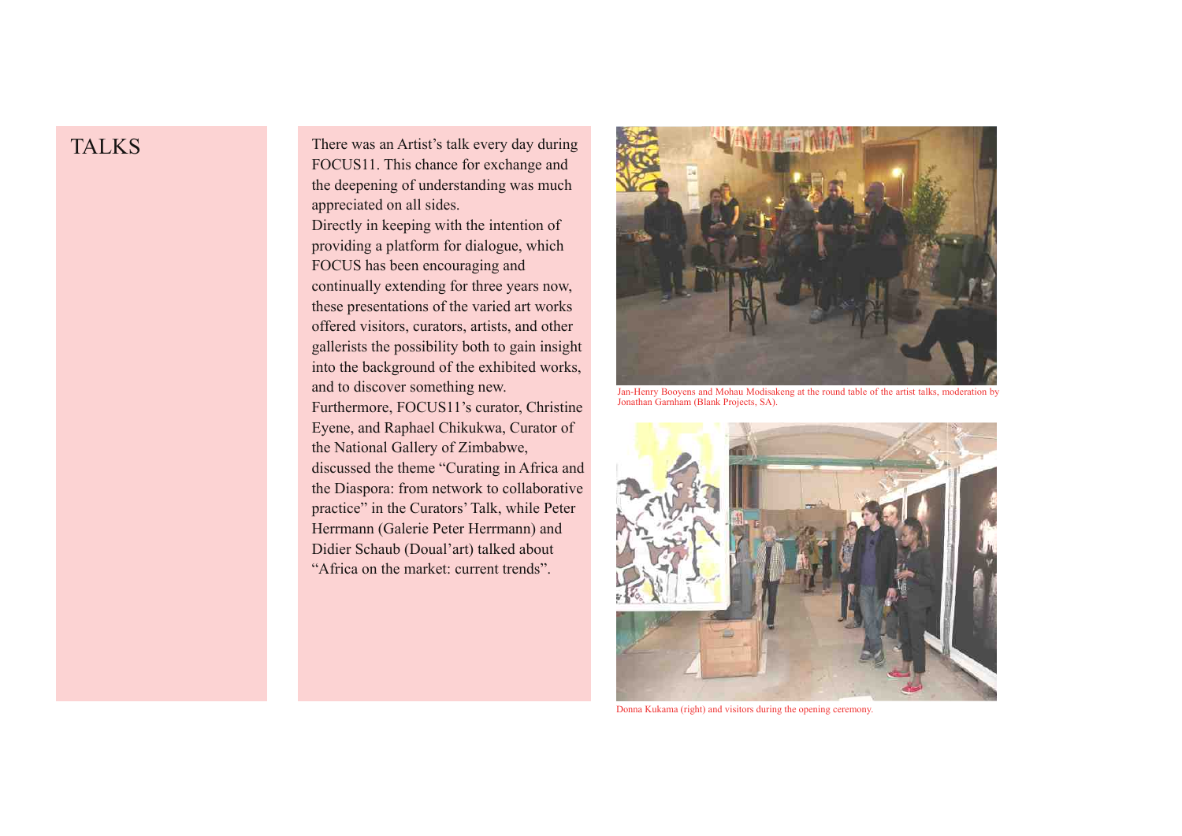# TALKS

There was an Artist's talk every day during FOCUS11. This chance for exchange and the deepening of understanding was much appreciated on all sides.

Directly in keeping with the intention of providing a platform for dialogue, which FOCUS has been encouraging and continually extending for three years now, these presentations of the varied art works offered visitors, curators, artists, and other gallerists the possibility both to gain insight into the background of the exhibited works, and to discover something new.

Furthermore, FOCUS11's curator, Christine Eyene, and Raphael Chikukwa, Curator of the National Gallery of Zimbabwe, discussed the theme "Curating in Africa and the Diaspora: from network to collaborative practice" in the Curators' Talk, while Peter Herrmann (Galerie Peter Herrmann) and Didier Schaub (Doual'art) talked about "Africa on the market: current trends".

Jan-Henry Booyens and Mohau Modisakeng at the round table of the artist talks, moderation by Jonathan Garnham (Blank Projects, SA).

Donna Kukama (right) and visitors during the opening ceremony.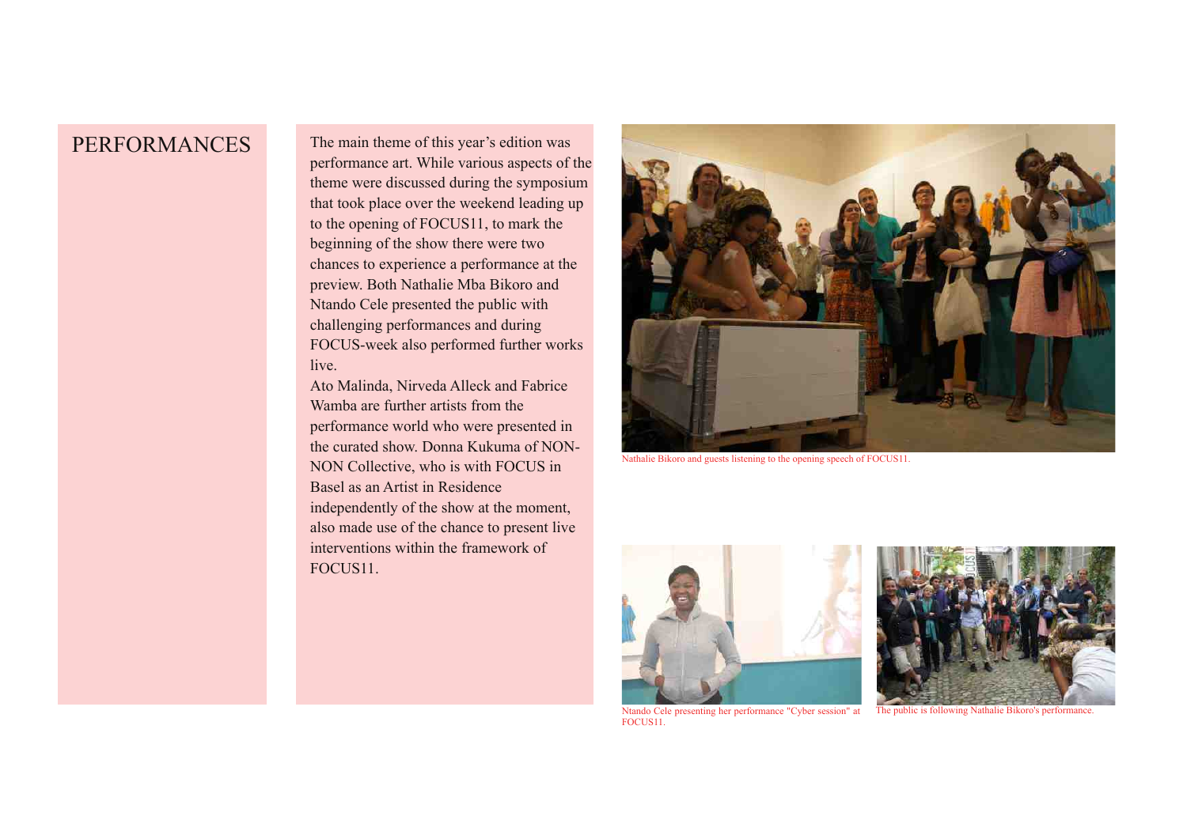# PERFORMANCES

The main theme of this year's edition was performance art. While various aspects of the theme were discussed during the symposium that took place over the weekend leading up to the opening of FOCUS11, to mark the beginning of the show there were two chances to experience a performance at the preview. Both Nathalie Mba Bikoro and Ntando Cele presented the public with challenging performances and during FOCUS-week also performed further works live.

Ato Malinda, Nirveda Alleck and Fabrice Wamba are further artists from the performance world who were presented in the curated show. Donna Kukuma of NON-NON Collective, who is with FOCUS in Basel as an Artist in Residence independently of the show at the moment, also made use of the chance to present live interventions within the framework of FOCUS11.

Nathalie Bikoro and guests listening to the opening speech of FOCUS11.

Ntando Cele presenting her performance "Cyber session" at FOCUS11.

The public is following Nathalie Bikoro's performance.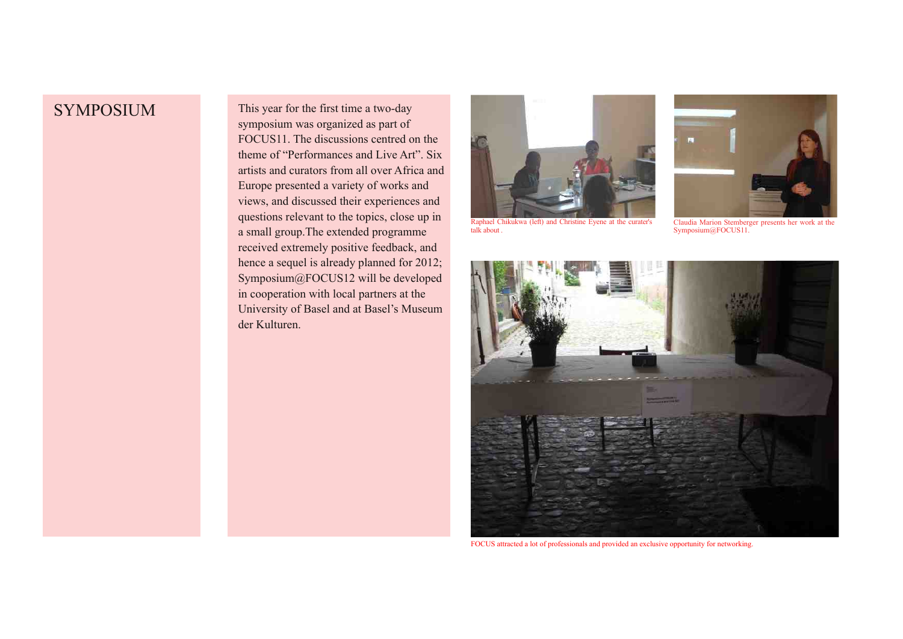# SYMPOSIUM

This year for the first time a two-day symposium was organized as part of FOCUS11. The discussions centred on the theme of "Performances and Live Art". Six artists and curators from all over Africa and Europe presented a variety of works and views, and discussed their experiences and questions relevant to the topics, close up in a small group.The extended programme received extremely positive feedback, and hence a sequel is already planned for 2012; Symposium@FOCUS12 will be developed in cooperation with local partners at the University of Basel and at Basel's Museum der Kulturen.

Raphael Chikukwa (left) and Christine Eyene at the curater's talk about .

Claudia Marion Stemberger presents her work at the Symposium@FOCUS11.

FOCUS attracted a lot of professionals and provided an exclusive opportunity for networking.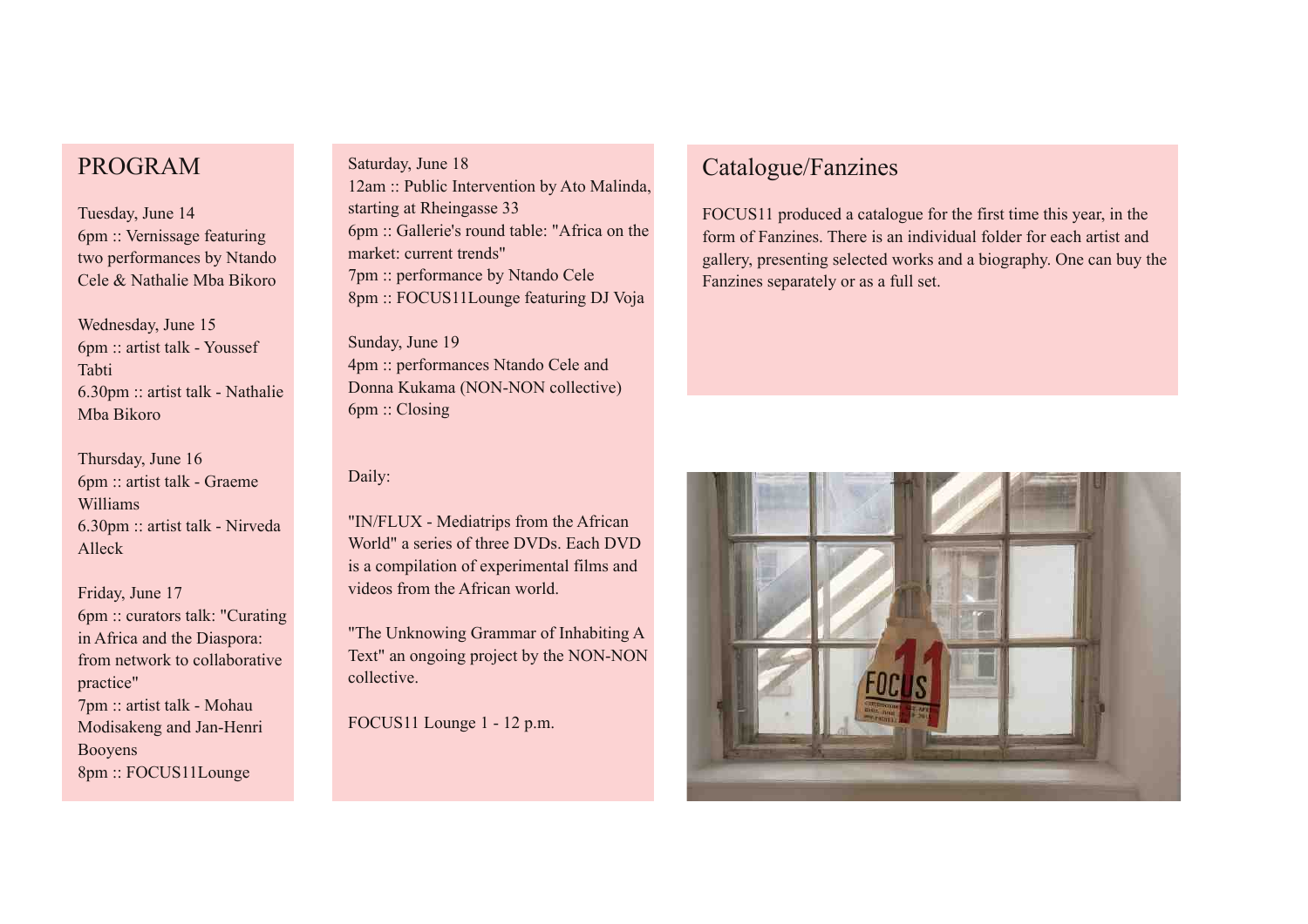## PROGRAM

Tuesday, June 14
6pm :: Vernissage featuring two performances by Ntando Cele & Nathalie Mba Bikoro

Wednesday, June 15
6pm :: artist talk - Youssef Tabti
6.30pm :: artist talk - Nathalie Mba Bikoro

Thursday, June 16
6pm :: artist talk - Graeme Williams
6.30pm :: artist talk - Nirveda Alleck

Friday, June 17
6pm :: curators talk: "Curating in Africa and the Diaspora: from network to collaborative practice"
7pm :: artist talk - Mohau Modisakeng and Jan-Henri Booyens
8pm :: FOCUS11Lounge

Saturday, June 18
12am :: Public Intervention by Ato Malinda, starting at Rheingasse 33
6pm :: Gallerie's round table: "Africa on the market: current trends"
7pm :: performance by Ntando Cele
8pm :: FOCUS11Lounge featuring DJ Voja

Sunday, June 19
4pm :: performances Ntando Cele and Donna Kukama (NON-NON collective)
6pm :: Closing

Daily:

"IN/FLUX - Mediatrips from the African World" a series of three DVDs. Each DVD is a compilation of experimental films and videos from the African world.

"The Unknowing Grammar of Inhabiting A Text" an ongoing project by the NON-NON collective.

FOCUS11 Lounge 1 - 12 p.m.

## Catalogue/Fanzines

FOCUS11 produced a catalogue for the first time this year, in the form of Fanzines. There is an individual folder for each artist and gallery, presenting selected works and a biography. One can buy the Fanzines separately or as a full set.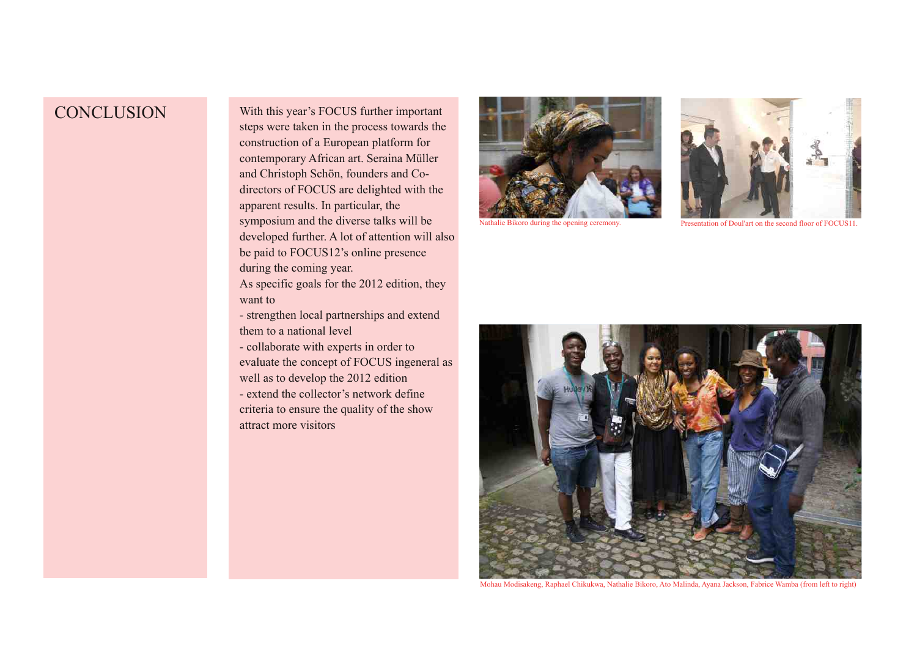# CONCLUSION

With this year's FOCUS further important steps were taken in the process towards the construction of a European platform for contemporary African art. Seraina Müller and Christoph Schön, founders and Co-directors of FOCUS are delighted with the apparent results. In particular, the symposium and the diverse talks will be developed further. A lot of attention will also be paid to FOCUS12's online presence during the coming year.

As specific goals for the 2012 edition, they want to

- strengthen local partnerships and extend them to a national level
- collaborate with experts in order to evaluate the concept of FOCUS ingeneral as well as to develop the 2012 edition
- extend the collector's network define criteria to ensure the quality of the show attract more visitors

Nathalie Bikoro during the opening ceremony.

Presentation of Doul'art on the second floor of FOCUS11.

Mohau Modisakeng, Raphael Chikukwa, Nathalie Bikoro, Ato Malinda, Ayana Jackson, Fabrice Wamba (from left to right)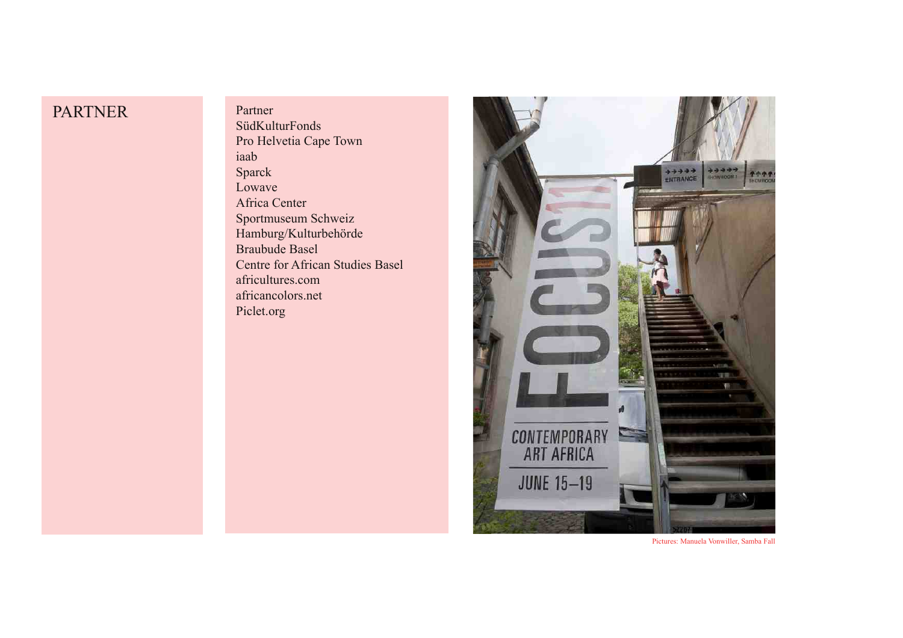# PARTNER

Partner
SüdKulturFonds
Pro Helvetia Cape Town
iaab
Sparck
Lowave
Africa Center
Sportmuseum Schweiz
Hamburg/Kulturbehörde
Braubude Basel
Centre for African Studies Basel
africultures.com
africancolors.net
Piclet.org

Pictures: Manuela Vonwiller, Samba Fall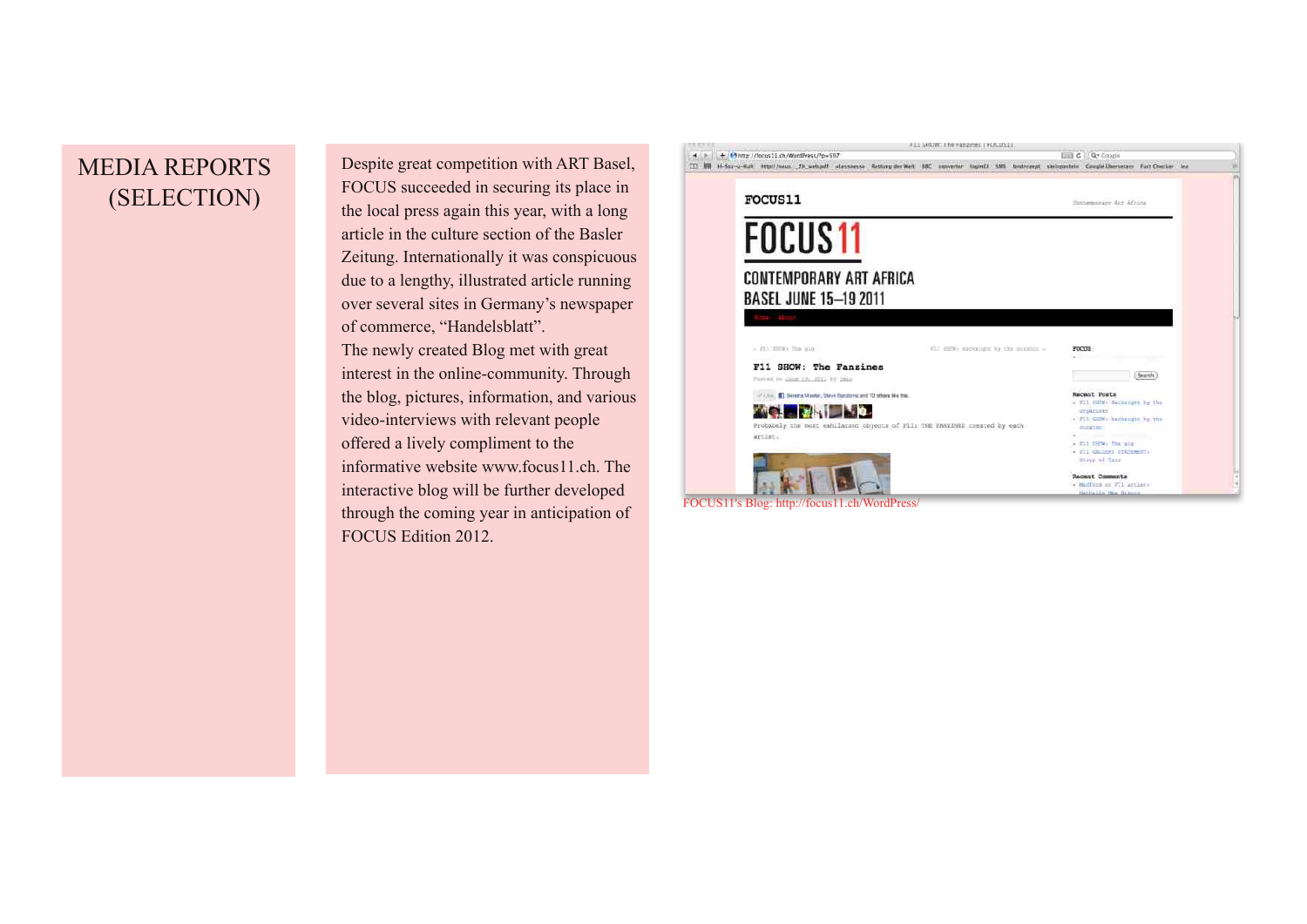# MEDIA REPORTS (SELECTION)

Despite great competition with ART Basel, FOCUS succeeded in securing its place in the local press again this year, with a long article in the culture section of the Basler Zeitung. Internationally it was conspicuous due to a lengthy, illustrated article running over several sites in Germany's newspaper of commerce, "Handelsblatt".

The newly created Blog met with great interest in the online-community. Through the blog, pictures, information, and various video-interviews with relevant people offered a lively compliment to the informative website www.focus11.ch. The interactive blog will be further developed through the coming year in anticipation of FOCUS Edition 2012.

FOCUS11's Blog: http://focus11.ch/WordPress/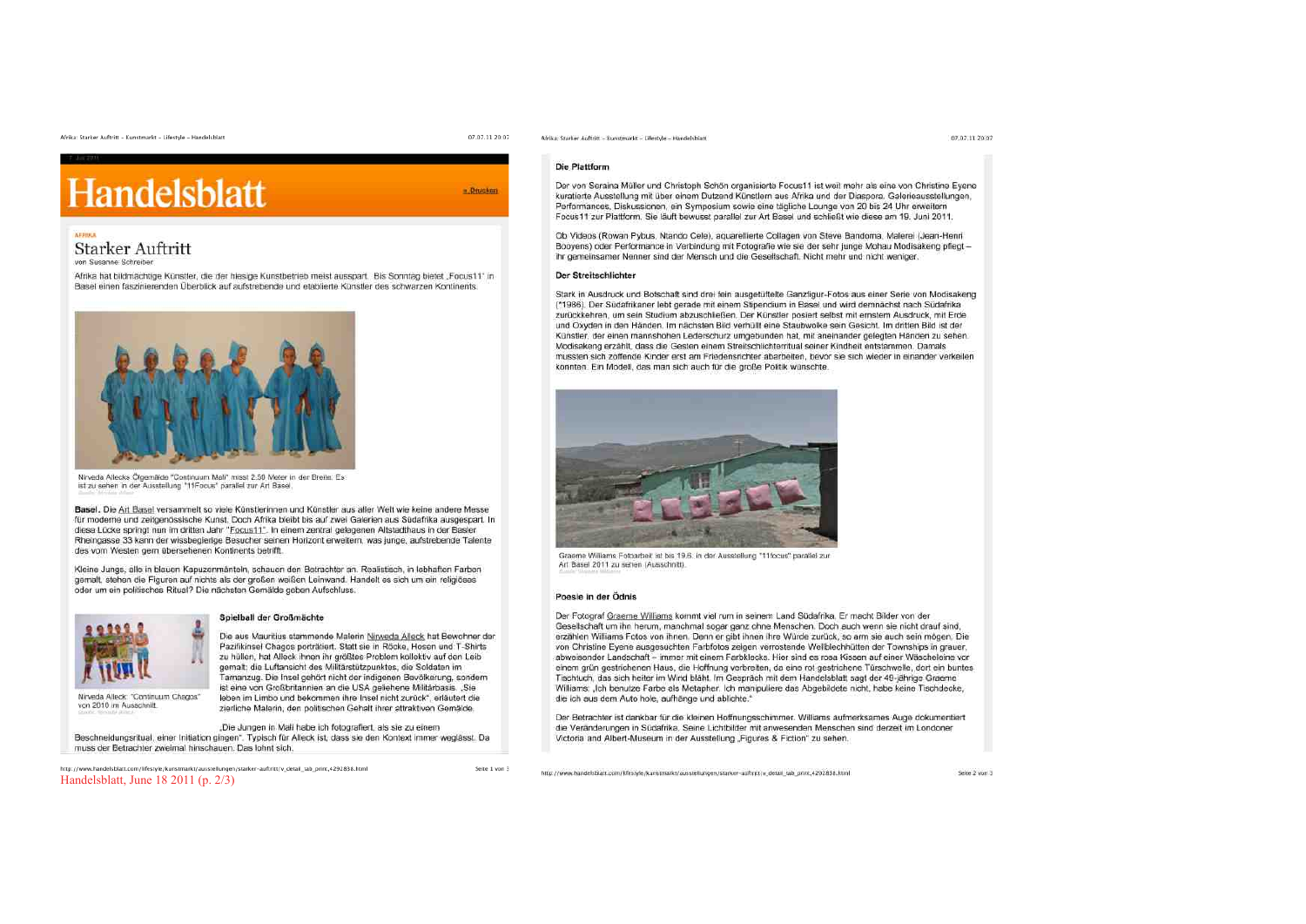7. Juli 2011

# Handelsblatt

» Drucken

AFRIKA

## Starker Auftritt

von Susanne Schreiber

Afrika hat bildmächtige Künstler, die der hiesige Kunstbetrieb meist ausspart. Bis Sonntag bietet „Focus11" in Basel einen faszinierenden Überblick auf aufstrebende und etablierte Künstler des schwarzen Kontinents.

Nirveda Allecks Ölgemälde "Continuum Mali" misst 2,50 Meter in der Breite. Es ist zu sehen in der Ausstellung "11Focus" parallel zur Art Basel.

**Basel.** Die Art Basel versammelt so viele Künstlerinnen und Künstler aus aller Welt wie keine andere Messe für moderne und zeitgenössische Kunst. Doch Afrika bleibt bis auf zwei Galerien aus Südafrika ausgespart. In diese Lücke springt nun im dritten Jahr "Focus11". In einem zentral gelegenen Altstadthaus in der Basler Rheingasse 33 kann der wissbegierige Besucher seinen Horizont erweitern, was junge, aufstrebende Talente des vom Westen gern übersehenen Kontinents betrifft.

Kleine Jungs, alle in blauen Kapuzenmänteln, schauen den Betrachter an. Realistisch, in lebhaften Farben gemalt, stehen die Figuren auf nichts als der großen weißen Leinwand. Handelt es sich um ein religiöses oder um ein politisches Ritual? Die nächsten Gemälde geben Aufschluss.

### Spielball der Großmächte

Nirveda Alleck: "Continuum Chagos" von 2010 im Ausschnitt.

Die aus Mauritius stammende Malerin Nirveda Alleck hat Bewohner der Pazifikinsel Chagos porträtiert. Statt sie in Röcke, Hosen und T-Shirts zu hüllen, hat Alleck ihnen ihr größtes Problem kollektiv auf den Leib gemalt: die Luftansicht des Militärstützpunktes, die Soldaten im Tarnanzug. Die Insel gehört nicht der indigenen Bevölkerung, sondern ist eine von Großbritannien an die USA geliehene Militärbasis. „Sie leben im Limbo und bekommen ihre Insel nicht zurück", erläutert die zierliche Malerin, den politischen Gehalt ihrer attraktiven Gemälde.

„Die Jungen in Mali habe ich fotografiert, als sie zu einem Beschneidungsritual, einer Initiation gingen". Typisch für Alleck ist, dass sie den Kontext immer weglässt. Da muss der Betrachter zweimal hinschauen. Das lohnt sich.

### Die Plattform

Der von Seraina Müller und Christoph Schön organisierte Focus11 ist weit mehr als eine von Christine Eyene kuratierte Ausstellung mit über einem Dutzend Künstlern aus Afrika und der Diaspora. Galerieausstellungen, Performances, Diskussionen, ein Symposium sowie eine tägliche Lounge von 20 bis 24 Uhr erweitern Focus11 zur Plattform. Sie läuft bewusst parallel zur Art Basel und schließt wie diese am 19. Juni 2011.

Ob Videos (Rowan Pybus, Ntando Cele), aquarellierte Collagen von Steve Bandoma, Malerei (Jean-Henri Booyens) oder Performance in Verbindung mit Fotografie wie sie der sehr junge Mohau Modisakeng pflegt – ihr gemeinsamer Nenner sind der Mensch und die Gesellschaft. Nicht mehr und nicht weniger.

### Der Streitschlichter

Stark in Ausdruck und Botschaft sind drei fein ausgetüftelte Ganzfigur-Fotos aus einer Serie von Modisakeng (*1986). Der Südafrikaner lebt gerade mit einem Stipendium in Basel und wird demnächst nach Südafrika zurückkehren, um sein Studium abzuschließen. Der Künstler posiert selbst mit ernstem Ausdruck, mit Erde und Oxyden in den Händen. Im nächsten Bild verhüllt eine Staubwolke sein Gesicht. Im dritten Bild ist der Künstler, der einen mannshohen Lederschurz umgebunden hat, mit aneinander gelegten Händen zu sehen. Modisakeng erzählt, dass die Gesten einem Streitschlichterritual seiner Kindheit entstammen. Damals mussten sich zoffende Kinder erst am Friedensrichter abarbeiten, bevor sie sich wieder in einander verkeilen konnten. Ein Modell, das man sich auch für die große Politik wünschte.

Graeme Williams Fotoarbeit ist bis 19.6. in der Ausstellung "11focus" parallel zur Art Basel 2011 zu sehen (Ausschnitt).

### Poesie in der Ödnis

Der Fotograf Graeme Williams kommt viel rum in seinem Land Südafrika. Er macht Bilder von der Gesellschaft um ihn herum, manchmal sogar ganz ohne Menschen. Doch auch wenn sie nicht drauf sind, erzählen Williams Fotos von ihnen. Denn er gibt ihnen ihre Würde zurück, so arm sie auch sein mögen. Die von Christine Eyene ausgesuchten Farbfotos zeigen verrostende Wellblechhütten der Townships in grauer, abweisender Landschaft – immer mit einem Farbklecks. Hier sind es rosa Kissen auf einer Wäscheleine vor einem grün gestrichenen Haus, die Hoffnung verbreiten, da eine rot gestrichene Türschwelle, dort ein buntes Tischtuch, das sich heiter im Wind bläht. Im Gespräch mit dem Handelsblatt sagt der 49-jährige Graeme Williams: „Ich benutze Farbe als Metapher. Ich manipuliere das Abgebildete nicht, habe keine Tischdecke, die ich aus dem Auto hole, aufhänge und ablichte."

Der Betrachter ist dankbar für die kleinen Hoffnungsschimmer. Williams aufmerksames Auge dokumentiert die Veränderungen in Südafrika. Seine Lichtbilder mit anwesenden Menschen sind derzeit im Londoner Victoria and Albert-Museum in der Ausstellung „Figures & Fiction" zu sehen.

Handelsblatt, June 18 2011 (p. 2/3)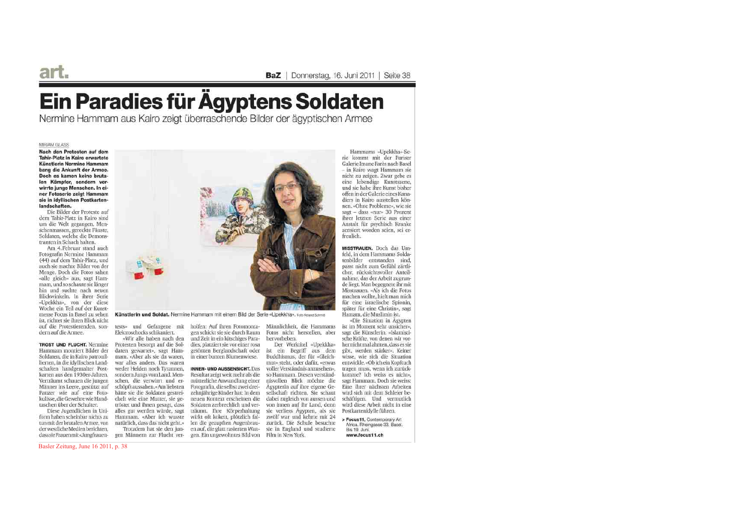# Ein Paradies für Ägyptens Soldaten

Nermine Hammam aus Kairo zeigt überraschende Bilder der ägyptischen Armee

MIRIAM GLASS

**Nach den Protesten auf dem Tahir-Platz in Kairo erwartete Künstlerin Nermine Hammam bang die Ankunft der Armee. Doch es kamen keine brutalen Kämpfer, sondern verwirrte junge Menschen. In einer Fotoserie zeigt Hammam sie in idyllischen Postkartenlandschaften.**

Die Bilder der Proteste auf dem Tahir-Platz in Kairo sind um die Welt gegangen. Menschenmassen, gereckte Fäuste, Soldaten, welche die Demonstranten in Schach halten.

Am 4. Februar stand auch Fotografin Nermine Hammam (44) auf dem Tahir-Platz, und auch sie machte Bilder von der Menge. Doch die Fotos sahen «alle gleich» aus, sagt Hammam, und so schaute sie länger hin und suchte nach neuen Blickwinkeln. In ihrer Serie «Upekkha», von der diese Woche ein Teil auf der Kunstmesse Focus in Basel zu sehen ist, richtet sie ihren Blick nicht auf die Protestierenden, sondern auf die Armee.

**Künstlerin und Soldat.** Nermine Hammam mit einem Bild der Serie «Upekkha». Foto Roland Schmid

**TROST UND FLUCHT.** Nermine Hammam montiert Bilder der Soldaten, die in Kairo patrouillierten, in die idyllischen Landschaften handgemalter Postkarten aus den 1930er-Jahren. Verträumt schauen die jungen Männer ins Leere, gestützt auf Panzer wie auf eine Fotokulisse, die Gewehre wie Handtaschen über der Schulter.

Diese Jugendlichen in Uniform haben scheinbar nichts zu tun mit der brutalen Armee, von der westliche Medien berichten, dass sie Frauen mit «Jungfrauentests» und Gefangene mit Elektroschocks schikaniert.

«Wir alle haben nach den Protesten besorgt auf die Soldaten gewartet», sagt Hammam. «Aber als sie da waren, war alles anders. Das waren weder Helden noch Tyrannen, sondern Jungs vom Land. Menschen, die verwirrt und erschöpft aussahen.» Am liebsten hätte sie die Soldaten gestreichelt wie eine Mutter, sie getröstet und ihnen gesagt, dass alles gut werden würde, sagt Hammam. «Aber ich wusste natürlich, dass das nicht geht.»

Trotzdem hat sie den jungen Männern zur Flucht verholfen: Auf ihren Fotomontagen schickt sie sie durch Raum und Zeit in ein kitschiges Paradies, platziert sie vor einer rosa getönten Berglandschaft oder in einer bunten Blumenwiese.

**INNEN- UND AUSSENSICHT.** Das Resultat zeigt weit mehr als die mütterliche Anwandlung einer Fotografin, die selbst zwei dreizehnjährige Kinder hat: In dem neuen Kontext erscheinen die Soldaten zerbrechlich und verträumt. Ihre Körperhaltung wirkt oft kokett, plötzlich fallen die gezupften Augenbrauen auf, die glatt rasierten Wangen. Ein ungewohntes Bild von Männlichkeit, die Hammams Fotos nicht herstellen, aber hervorheben.

Der Werktitel «Upekkha» ist ein Begriff aus dem Buddhismus, der für «Gleichmut» steht, oder dafür, «etwas voller Verständnis anzusehen», so Hammam. Diesen verständnisvollen Blick möchte die Ägypterin auf ihre eigene Gesellschaft richten. Sie schaut dabei zugleich von aussen und von innen auf ihr Land, denn sie verliess Ägypten, als sie zwölf war und kehrte mit 24 zurück. Die Schule besuchte sie in England und studierte Film in New York.

Hammams «Upekkha»-Serie kommt mit der Pariser Galerie Imane Farès nach Basel – in Kairo wagt Hammam sie nicht zu zeigen. Zwar gebe es eine lebendige Kunstszene, und sie habe ihre Kunst bisher offen in der Galerie eines Kanadiers in Kairo ausstellen können. «Ohne Probleme», wie sie sagt – dass «nur» 30 Prozent ihrer letzten Serie aus einer Anstalt für psychisch Kranke zensiert worden seien, sei erfreulich.

**MISSTRAUEN.** Doch das Umfeld, in dem Hammams Soldatenbilder entstanden sind, passt nicht zum Gefühl zärtlicher, rücksichtsvoller Anteilnahme, das der Arbeit zugrunde liegt. Man begegnete ihr mit Misstrauen. «Als ich die Fotos machen wollte, hielt man mich für eine israelische Spionin, später für eine Christin», sagt Hamam, die Muslimin ist.

«Die Situation in Ägypten ist im Moment sehr unsicher», sagt die Künstlerin. «Islamische Kräfte, von denen wir vorher nicht mal ahnten, dass es sie gibt, werden stärker». Keiner wisse, wie sich die Situation entwickle. «Ob ich ein Kopftuch tragen muss, wenn ich zurückkomme? Ich weiss es nicht», sagt Hammam. Doch sie weiss: Eine ihrer nächsten Arbeiten wird sich mit dem Schleier beschäftigen. Und vermutlich wird diese Arbeit nicht in eine Postkartenidylle führen.

> **Focus11**, Contemporary Art Africa. Rheingasse 33, Basel. Bis 19. Juni. **www.focus11.ch**

Basler Zeitung, June 16 2011, p. 38